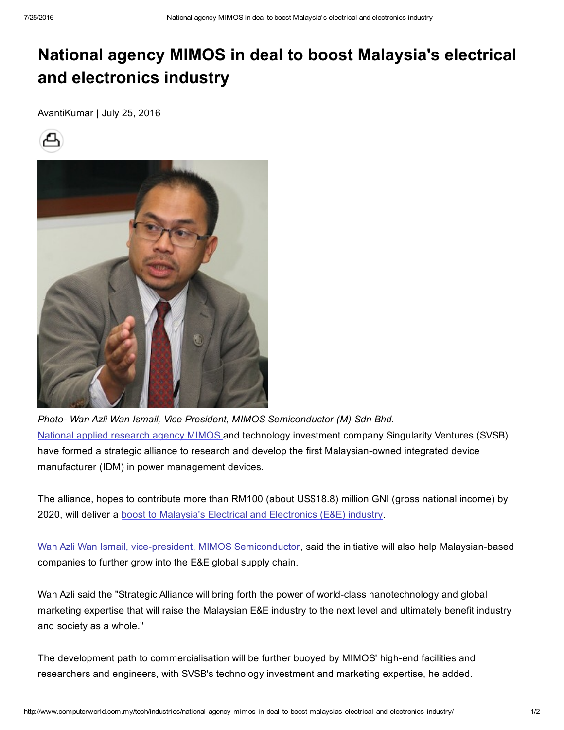# National agency MIMOS in deal to boost Malaysia's electrical and electronics industry

AvantiKumar | July 25, 2016

*Photo- Wan Azli Wan Ismail, Vice President, MIMOS Semiconductor (M) Sdn Bhd.*

National applied research agency MIMOS and technology investment company Singularity Ventures (SVSB) have formed a strategic alliance to research and develop the first Malaysian-owned integrated device manufacturer (IDM) in power management devices.

The alliance, hopes to contribute more than RM100 (about US$18.8) million GNI (gross national income) by 2020, will deliver a boost to Malaysia's Electrical and Electronics (E&E) industry.

Wan Azli Wan Ismail, vice-president, MIMOS Semiconductor, said the initiative will also help Malaysian-based companies to further grow into the E&E global supply chain.

Wan Azli said the "Strategic Alliance will bring forth the power of world-class nanotechnology and global marketing expertise that will raise the Malaysian E&E industry to the next level and ultimately benefit industry and society as a whole."

The development path to commercialisation will be further buoyed by MIMOS' high-end facilities and researchers and engineers, with SVSB's technology investment and marketing expertise, he added.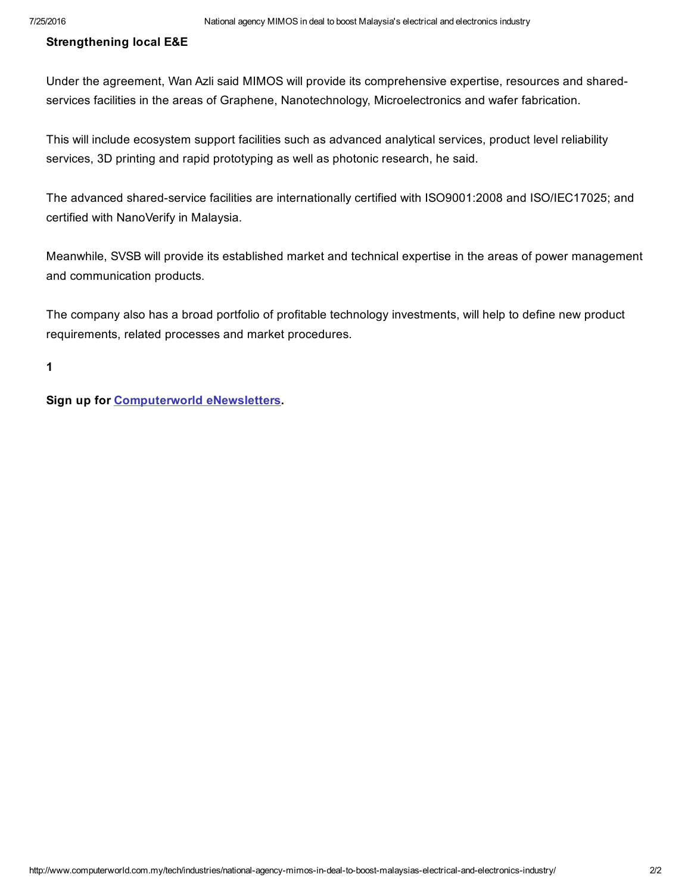### Strengthening local E&E

Under the agreement, Wan Azli said MIMOS will provide its comprehensive expertise, resources and shared-services facilities in the areas of Graphene, Nanotechnology, Microelectronics and wafer fabrication.

This will include ecosystem support facilities such as advanced analytical services, product level reliability services, 3D printing and rapid prototyping as well as photonic research, he said.

The advanced shared-service facilities are internationally certified with ISO9001:2008 and ISO/IEC17025; and certified with NanoVerify in Malaysia.

Meanwhile, SVSB will provide its established market and technical expertise in the areas of power management and communication products.

The company also has a broad portfolio of profitable technology investments, will help to define new product requirements, related processes and market procedures.

**1**

**Sign up for Computerworld eNewsletters.**